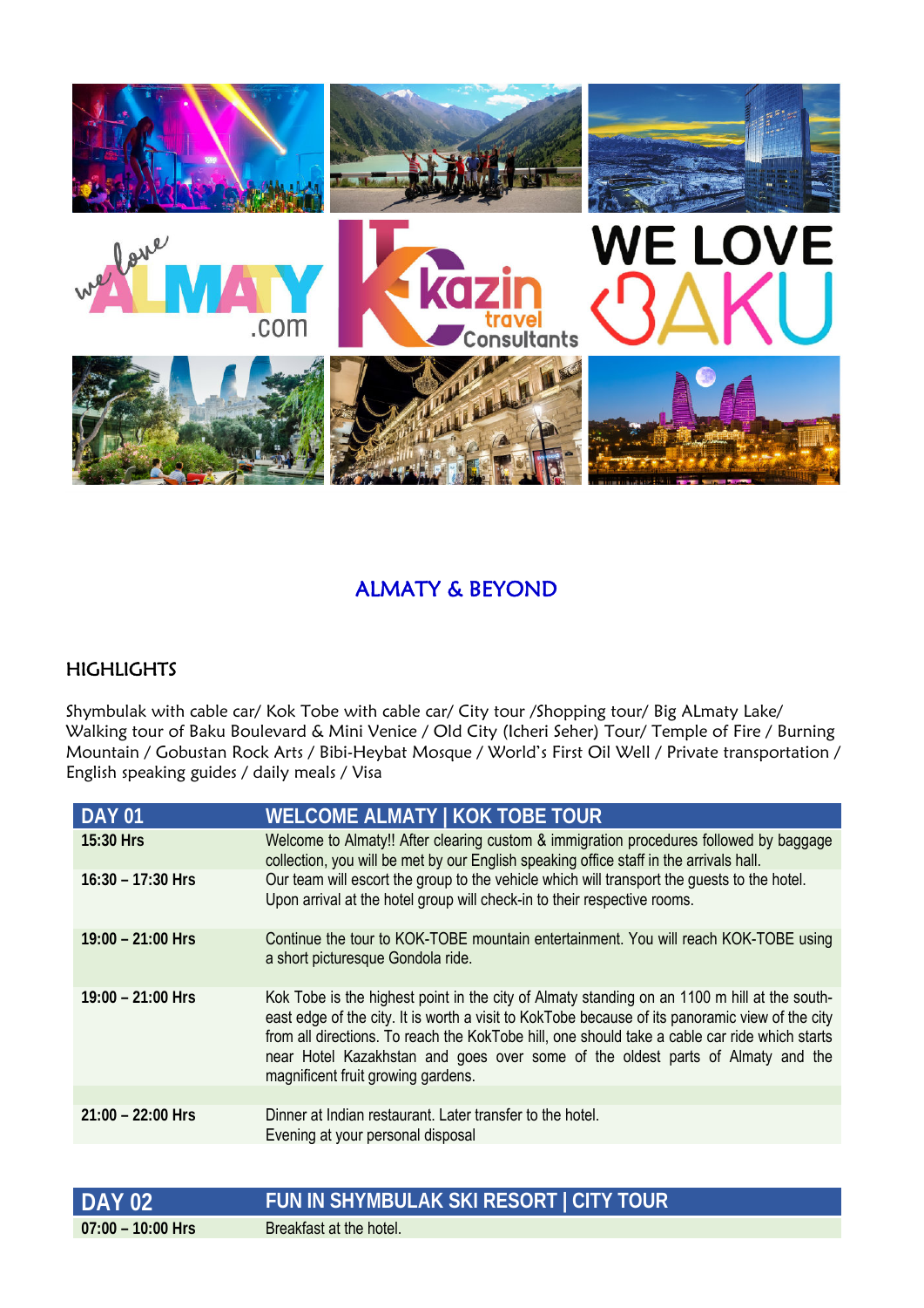# ALMATY & BEYOND

## HIGHLIGHTS

Shymbulak with cable car/ Kok Tobe with cable car/ City tour /Shopping tour/ Big ALmaty Lake/ Walking tour of Baku Boulevard & Mini Venice / Old City (Icheri Seher) Tour/ Temple of Fire / Burning Mountain / Gobustan Rock Arts / Bibi-Heybat Mosque / World's First Oil Well / Private transportation / English speaking guides / daily meals / Visa

| DAY 01 | WELCOME ALMATY \| KOK TOBE TOUR |
|---|---|
| 15:30 Hrs | Welcome to Almaty!! After clearing custom & immigration procedures followed by baggage collection, you will be met by our English speaking office staff in the arrivals hall. |
| 16:30 – 17:30 Hrs | Our team will escort the group to the vehicle which will transport the guests to the hotel. Upon arrival at the hotel group will check-in to their respective rooms. |
| 19:00 – 21:00 Hrs | Continue the tour to KOK-TOBE mountain entertainment. You will reach KOK-TOBE using a short picturesque Gondola ride. |
| 19:00 – 21:00 Hrs | Kok Tobe is the highest point in the city of Almaty standing on an 1100 m hill at the south-east edge of the city. It is worth a visit to KokTobe because of its panoramic view of the city from all directions. To reach the KokTobe hill, one should take a cable car ride which starts near Hotel Kazakhstan and goes over some of the oldest parts of Almaty and the magnificent fruit growing gardens. |
| | |
| 21:00 – 22:00 Hrs | Dinner at Indian restaurant. Later transfer to the hotel.<br>Evening at your personal disposal |

| DAY 02 | FUN IN SHYMBULAK SKI RESORT \| CITY TOUR |
|---|---|
| 07:00 – 10:00 Hrs | Breakfast at the hotel. |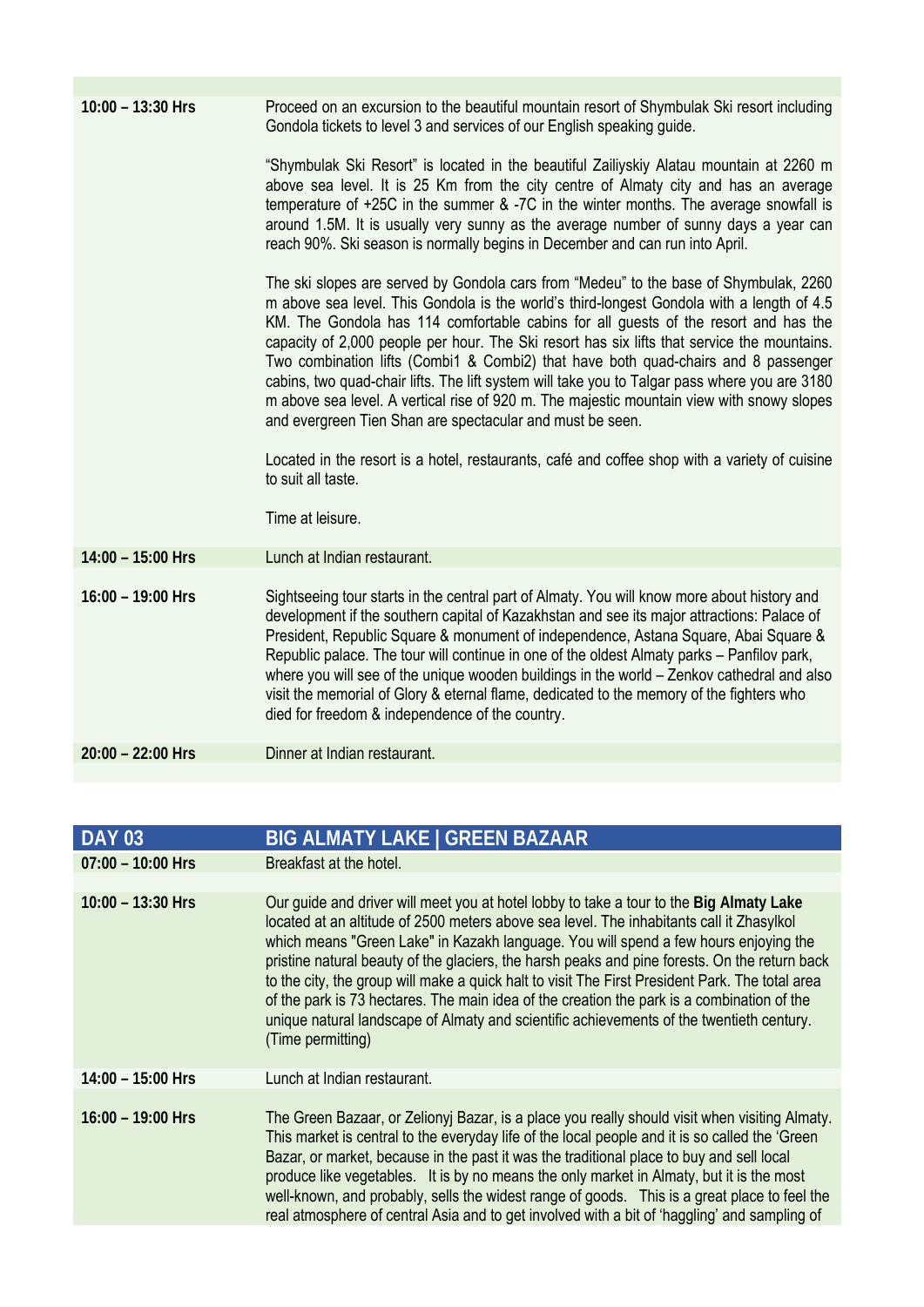| | |
|---|---|
| **10:00 – 13:30 Hrs** | Proceed on an excursion to the beautiful mountain resort of Shymbulak Ski resort including Gondola tickets to level 3 and services of our English speaking guide.<br><br>“Shymbulak Ski Resort” is located in the beautiful Zailiyskiy Alatau mountain at 2260 m above sea level. It is 25 Km from the city centre of Almaty city and has an average temperature of +25C in the summer & -7C in the winter months. The average snowfall is around 1.5M. It is usually very sunny as the average number of sunny days a year can reach 90%. Ski season is normally begins in December and can run into April.<br><br>The ski slopes are served by Gondola cars from “Medeu” to the base of Shymbulak, 2260 m above sea level. This Gondola is the world’s third-longest Gondola with a length of 4.5 KM. The Gondola has 114 comfortable cabins for all guests of the resort and has the capacity of 2,000 people per hour. The Ski resort has six lifts that service the mountains. Two combination lifts (Combi1 & Combi2) that have both quad-chairs and 8 passenger cabins, two quad-chair lifts. The lift system will take you to Talgar pass where you are 3180 m above sea level. A vertical rise of 920 m. The majestic mountain view with snowy slopes and evergreen Tien Shan are spectacular and must be seen.<br><br>Located in the resort is a hotel, restaurants, café and coffee shop with a variety of cuisine to suit all taste.<br><br>Time at leisure. |
| **14:00 – 15:00 Hrs** | Lunch at Indian restaurant. |
| **16:00 – 19:00 Hrs** | Sightseeing tour starts in the central part of Almaty. You will know more about history and development if the southern capital of Kazakhstan and see its major attractions: Palace of President, Republic Square & monument of independence, Astana Square, Abai Square & Republic palace. The tour will continue in one of the oldest Almaty parks – Panfilov park, where you will see of the unique wooden buildings in the world – Zenkov cathedral and also visit the memorial of Glory & eternal flame, dedicated to the memory of the fighters who died for freedom & independence of the country. |
| **20:00 – 22:00 Hrs** | Dinner at Indian restaurant. |

| **DAY 03** | **BIG ALMATY LAKE \| GREEN BAZAAR** |
|---|---|
| **07:00 – 10:00 Hrs** | Breakfast at the hotel. |
| **10:00 – 13:30 Hrs** | Our guide and driver will meet you at hotel lobby to take a tour to the **Big Almaty Lake** located at an altitude of 2500 meters above sea level. The inhabitants call it Zhasylkol which means "Green Lake" in Kazakh language. You will spend a few hours enjoying the pristine natural beauty of the glaciers, the harsh peaks and pine forests. On the return back to the city, the group will make a quick halt to visit The First President Park. The total area of the park is 73 hectares. The main idea of the creation the park is a combination of the unique natural landscape of Almaty and scientific achievements of the twentieth century. (Time permitting) |
| **14:00 – 15:00 Hrs** | Lunch at Indian restaurant. |
| **16:00 – 19:00 Hrs** | The Green Bazaar, or Zelionyj Bazar, is a place you really should visit when visiting Almaty. This market is central to the everyday life of the local people and it is so called the ‘Green Bazar, or market, because in the past it was the traditional place to buy and sell local produce like vegetables. It is by no means the only market in Almaty, but it is the most well-known, and probably, sells the widest range of goods. This is a great place to feel the real atmosphere of central Asia and to get involved with a bit of ‘haggling’ and sampling of |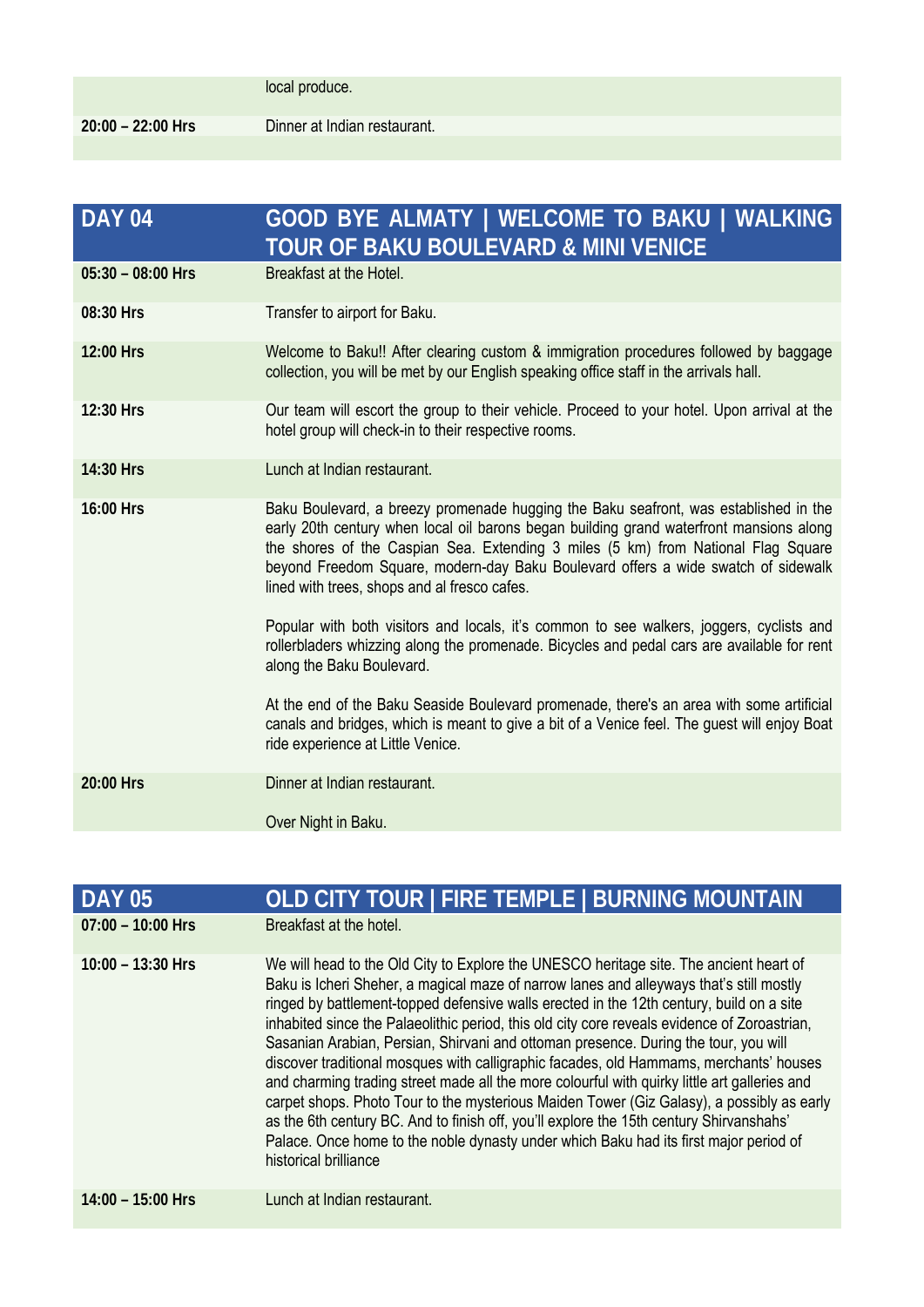| | |
|---|---|
| | local produce. |
| **20:00 – 22:00 Hrs** | Dinner at Indian restaurant. |

| **DAY 04** | **GOOD BYE ALMATY \| WELCOME TO BAKU \| WALKING TOUR OF BAKU BOULEVARD & MINI VENICE** |
|---|---|
| **05:30 – 08:00 Hrs** | Breakfast at the Hotel. |
| **08:30 Hrs** | Transfer to airport for Baku. |
| **12:00 Hrs** | Welcome to Baku!! After clearing custom & immigration procedures followed by baggage collection, you will be met by our English speaking office staff in the arrivals hall. |
| **12:30 Hrs** | Our team will escort the group to their vehicle. Proceed to your hotel. Upon arrival at the hotel group will check-in to their respective rooms. |
| **14:30 Hrs** | Lunch at Indian restaurant. |
| **16:00 Hrs** | Baku Boulevard, a breezy promenade hugging the Baku seafront, was established in the early 20th century when local oil barons began building grand waterfront mansions along the shores of the Caspian Sea. Extending 3 miles (5 km) from National Flag Square beyond Freedom Square, modern-day Baku Boulevard offers a wide swatch of sidewalk lined with trees, shops and al fresco cafes.<br><br>Popular with both visitors and locals, it's common to see walkers, joggers, cyclists and rollerbladers whizzing along the promenade. Bicycles and pedal cars are available for rent along the Baku Boulevard.<br><br>At the end of the Baku Seaside Boulevard promenade, there's an area with some artificial canals and bridges, which is meant to give a bit of a Venice feel. The guest will enjoy Boat ride experience at Little Venice. |
| **20:00 Hrs** | Dinner at Indian restaurant.<br><br>Over Night in Baku. |

| **DAY 05** | **OLD CITY TOUR \| FIRE TEMPLE \| BURNING MOUNTAIN** |
|---|---|
| **07:00 – 10:00 Hrs** | Breakfast at the hotel. |
| **10:00 – 13:30 Hrs** | We will head to the Old City to Explore the UNESCO heritage site. The ancient heart of Baku is Icheri Sheher, a magical maze of narrow lanes and alleyways that's still mostly ringed by battlement-topped defensive walls erected in the 12th century, build on a site inhabited since the Palaeolithic period, this old city core reveals evidence of Zoroastrian, Sasanian Arabian, Persian, Shirvani and ottoman presence. During the tour, you will discover traditional mosques with calligraphic facades, old Hammams, merchants' houses and charming trading street made all the more colourful with quirky little art galleries and carpet shops. Photo Tour to the mysterious Maiden Tower (Giz Galasy), a possibly as early as the 6th century BC. And to finish off, you'll explore the 15th century Shirvanshahs' Palace. Once home to the noble dynasty under which Baku had its first major period of historical brilliance |
| **14:00 – 15:00 Hrs** | Lunch at Indian restaurant. |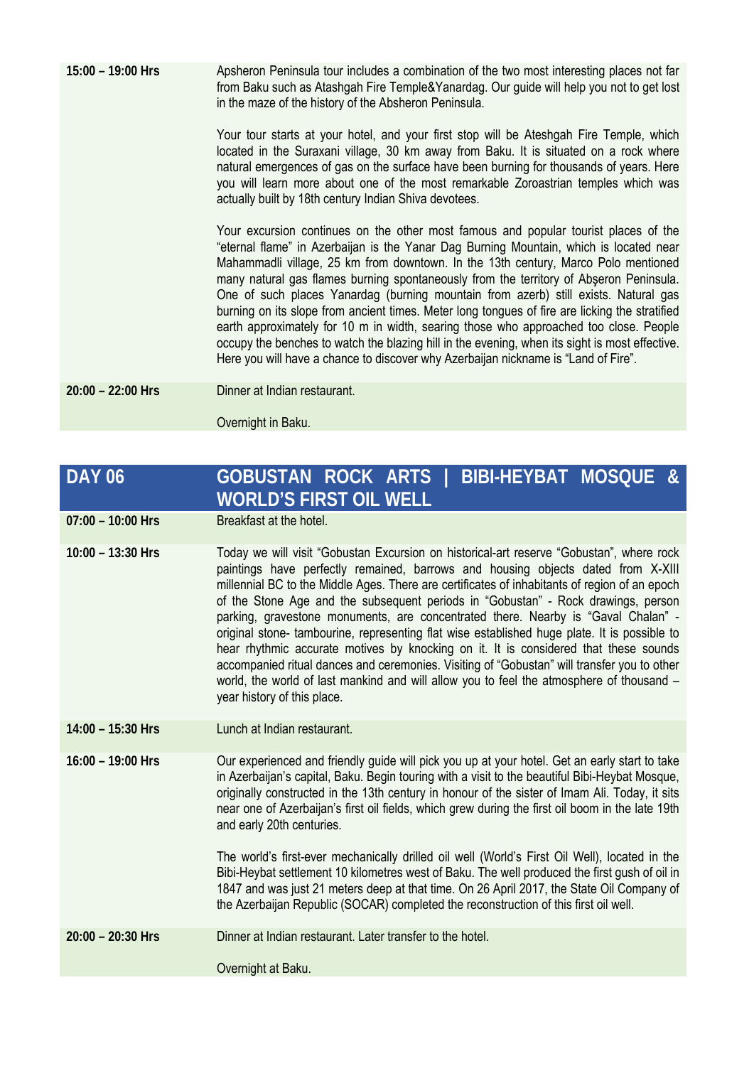| | |
|---|---|
| **15:00 – 19:00 Hrs** | Apsheron Peninsula tour includes a combination of the two most interesting places not far from Baku such as Atashgah Fire Temple&Yanardag. Our guide will help you not to get lost in the maze of the history of the Absheron Peninsula.<br><br>Your tour starts at your hotel, and your first stop will be Ateshgah Fire Temple, which located in the Suraxani village, 30 km away from Baku. It is situated on a rock where natural emergences of gas on the surface have been burning for thousands of years. Here you will learn more about one of the most remarkable Zoroastrian temples which was actually built by 18th century Indian Shiva devotees.<br><br>Your excursion continues on the other most famous and popular tourist places of the "eternal flame" in Azerbaijan is the Yanar Dag Burning Mountain, which is located near Mahammadli village, 25 km from downtown. In the 13th century, Marco Polo mentioned many natural gas flames burning spontaneously from the territory of Abşeron Peninsula. One of such places Yanardag (burning mountain from azerb) still exists. Natural gas burning on its slope from ancient times. Meter long tongues of fire are licking the stratified earth approximately for 10 m in width, searing those who approached too close. People occupy the benches to watch the blazing hill in the evening, when its sight is most effective. Here you will have a chance to discover why Azerbaijan nickname is "Land of Fire". |
| **20:00 – 22:00 Hrs** | Dinner at Indian restaurant.<br><br>Overnight in Baku. |

| **DAY 06** | **GOBUSTAN ROCK ARTS \| BIBI-HEYBAT MOSQUE & WORLD'S FIRST OIL WELL** |
|---|---|
| **07:00 – 10:00 Hrs** | Breakfast at the hotel. |
| **10:00 – 13:30 Hrs** | Today we will visit "Gobustan Excursion on historical-art reserve "Gobustan", where rock paintings have perfectly remained, barrows and housing objects dated from X-XIII millennial BC to the Middle Ages. There are certificates of inhabitants of region of an epoch of the Stone Age and the subsequent periods in "Gobustan" - Rock drawings, person parking, gravestone monuments, are concentrated there. Nearby is "Gaval Chalan" - original stone- tambourine, representing flat wise established huge plate. It is possible to hear rhythmic accurate motives by knocking on it. It is considered that these sounds accompanied ritual dances and ceremonies. Visiting of "Gobustan" will transfer you to other world, the world of last mankind and will allow you to feel the atmosphere of thousand – year history of this place. |
| **14:00 – 15:30 Hrs** | Lunch at Indian restaurant. |
| **16:00 – 19:00 Hrs** | Our experienced and friendly guide will pick you up at your hotel. Get an early start to take in Azerbaijan's capital, Baku. Begin touring with a visit to the beautiful Bibi-Heybat Mosque, originally constructed in the 13th century in honour of the sister of Imam Ali. Today, it sits near one of Azerbaijan's first oil fields, which grew during the first oil boom in the late 19th and early 20th centuries.<br><br>The world's first-ever mechanically drilled oil well (World's First Oil Well), located in the Bibi-Heybat settlement 10 kilometres west of Baku. The well produced the first gush of oil in 1847 and was just 21 meters deep at that time. On 26 April 2017, the State Oil Company of the Azerbaijan Republic (SOCAR) completed the reconstruction of this first oil well. |
| **20:00 – 20:30 Hrs** | Dinner at Indian restaurant. Later transfer to the hotel.<br><br>Overnight at Baku. |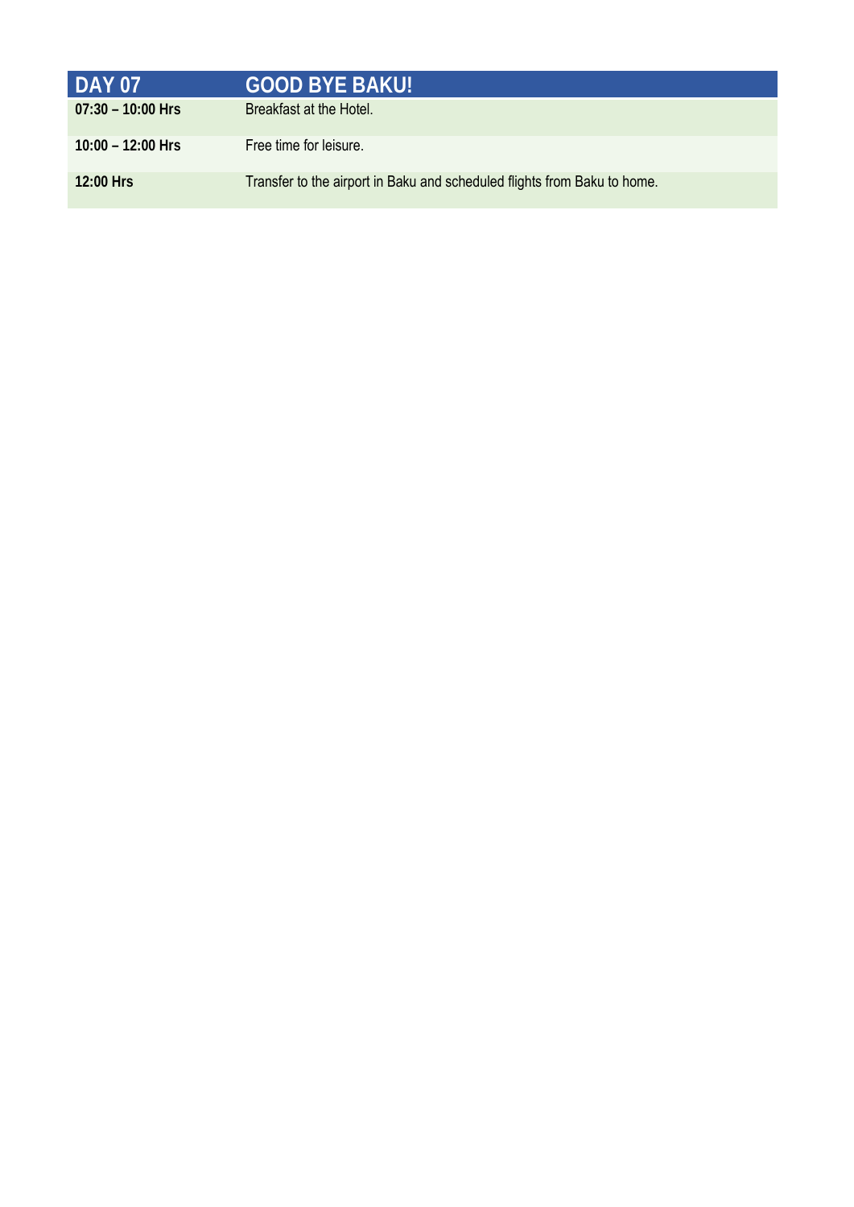| DAY 07 | GOOD BYE BAKU! |
|---|---|
| **07:30 – 10:00 Hrs** | Breakfast at the Hotel. |
| **10:00 – 12:00 Hrs** | Free time for leisure. |
| **12:00 Hrs** | Transfer to the airport in Baku and scheduled flights from Baku to home. |